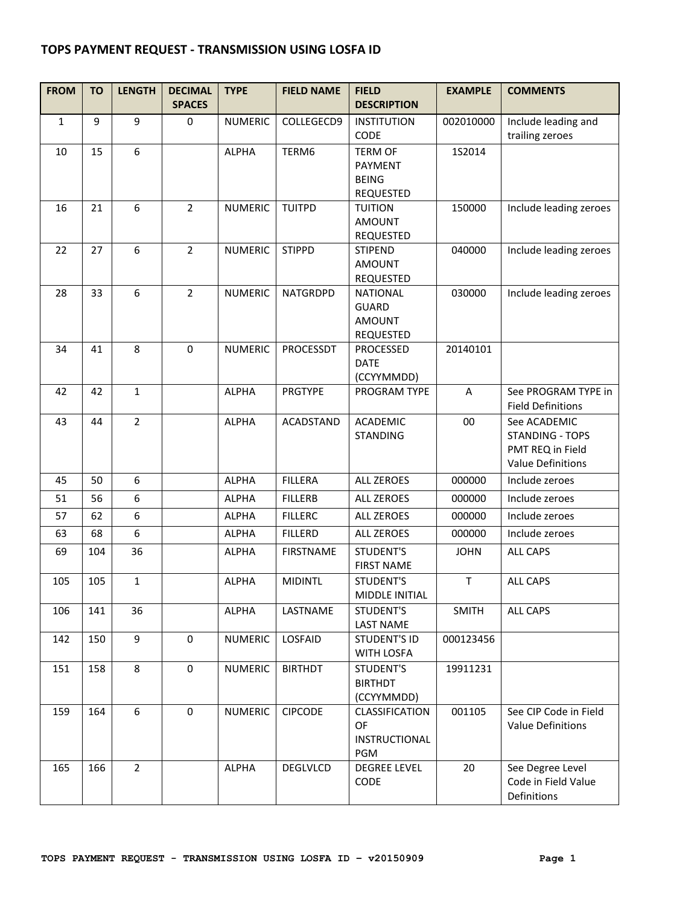## TOPS PAYMENT REQUEST - TRANSMISSION USING LOSFA ID

| FROM | TO | LENGTH | DECIMAL SPACES | TYPE | FIELD NAME | FIELD DESCRIPTION | EXAMPLE | COMMENTS |
|---|---|---|---|---|---|---|---|---|
| 1 | 9 | 9 | 0 | NUMERIC | COLLEGECD9 | INSTITUTION CODE | 002010000 | Include leading and trailing zeroes |
| 10 | 15 | 6 | | ALPHA | TERM6 | TERM OF PAYMENT BEING REQUESTED | 1S2014 | |
| 16 | 21 | 6 | 2 | NUMERIC | TUITPD | TUITION AMOUNT REQUESTED | 150000 | Include leading zeroes |
| 22 | 27 | 6 | 2 | NUMERIC | STIPPD | STIPEND AMOUNT REQUESTED | 040000 | Include leading zeroes |
| 28 | 33 | 6 | 2 | NUMERIC | NATGRDPD | NATIONAL GUARD AMOUNT REQUESTED | 030000 | Include leading zeroes |
| 34 | 41 | 8 | 0 | NUMERIC | PROCESSDT | PROCESSED DATE (CCYYMMDD) | 20140101 | |
| 42 | 42 | 1 | | ALPHA | PRGTYPE | PROGRAM TYPE | A | See PROGRAM TYPE in Field Definitions |
| 43 | 44 | 2 | | ALPHA | ACADSTAND | ACADEMIC STANDING | 00 | See ACADEMIC STANDING - TOPS PMT REQ in Field Value Definitions |
| 45 | 50 | 6 | | ALPHA | FILLERA | ALL ZEROES | 000000 | Include zeroes |
| 51 | 56 | 6 | | ALPHA | FILLERB | ALL ZEROES | 000000 | Include zeroes |
| 57 | 62 | 6 | | ALPHA | FILLERC | ALL ZEROES | 000000 | Include zeroes |
| 63 | 68 | 6 | | ALPHA | FILLERD | ALL ZEROES | 000000 | Include zeroes |
| 69 | 104 | 36 | | ALPHA | FIRSTNAME | STUDENT'S FIRST NAME | JOHN | ALL CAPS |
| 105 | 105 | 1 | | ALPHA | MIDINTL | STUDENT'S MIDDLE INITIAL | T | ALL CAPS |
| 106 | 141 | 36 | | ALPHA | LASTNAME | STUDENT'S LAST NAME | SMITH | ALL CAPS |
| 142 | 150 | 9 | 0 | NUMERIC | LOSFAID | STUDENT'S ID WITH LOSFA | 000123456 | |
| 151 | 158 | 8 | 0 | NUMERIC | BIRTHDT | STUDENT'S BIRTHDT (CCYYMMDD) | 19911231 | |
| 159 | 164 | 6 | 0 | NUMERIC | CIPCODE | CLASSIFICATION OF INSTRUCTIONAL PGM | 001105 | See CIP Code in Field Value Definitions |
| 165 | 166 | 2 | | ALPHA | DEGLVLCD | DEGREE LEVEL CODE | 20 | See Degree Level Code in Field Value Definitions |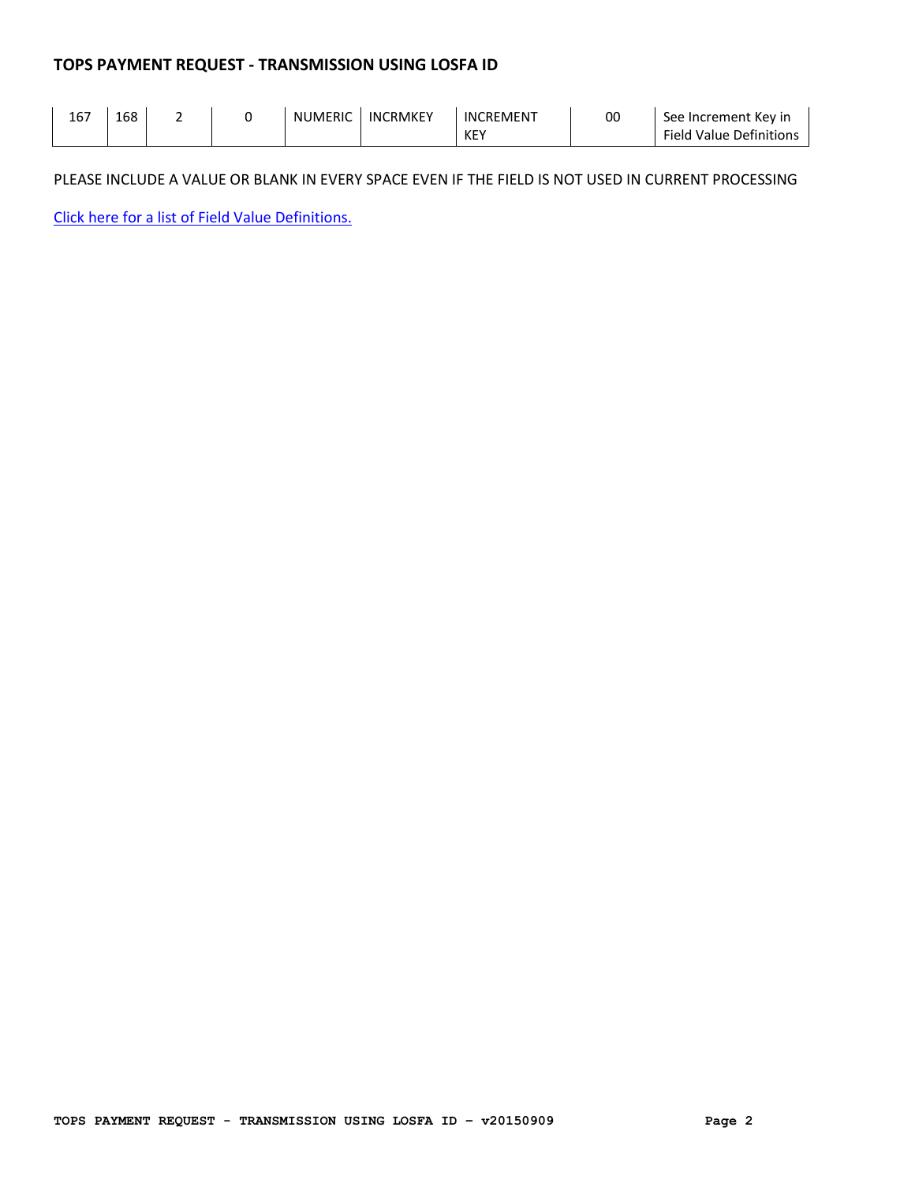## TOPS PAYMENT REQUEST - TRANSMISSION USING LOSFA ID

| | | | | | | | | |
|---|---|---|---|---|---|---|---|---|
| 167 | 168 | 2 | 0 | NUMERIC | INCRMKEY | INCREMENT KEY | 00 | See Increment Key in Field Value Definitions |

PLEASE INCLUDE A VALUE OR BLANK IN EVERY SPACE EVEN IF THE FIELD IS NOT USED IN CURRENT PROCESSING

Click here for a list of Field Value Definitions.